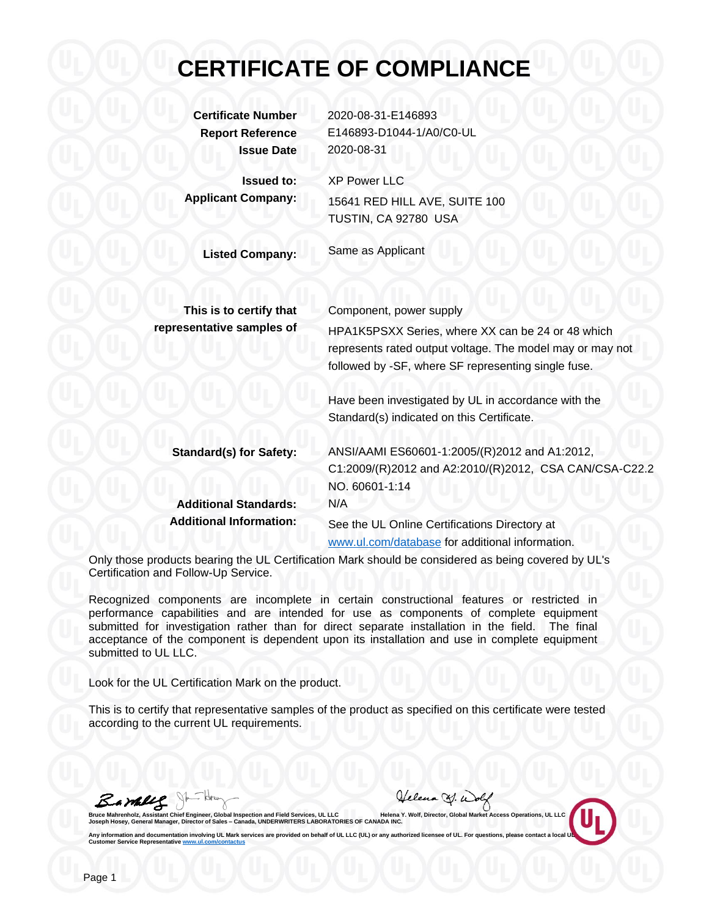# CERTIFICATE OF COMPLIANCE

| | |
|---|---|
| **Certificate Number** | 2020-08-31-E146893 |
| **Report Reference** | E146893-D1044-1/A0/C0-UL |
| **Issue Date** | 2020-08-31 |

| | |
|---|---|
| **Issued to:** | XP Power LLC |
| **Applicant Company:** | 15641 RED HILL AVE, SUITE 100<br>TUSTIN, CA 92780 USA |
| **Listed Company:** | Same as Applicant |

| | |
|---|---|
| **This is to certify that representative samples of** | Component, power supply<br><br>HPA1K5PSXX Series, where XX can be 24 or 48 which represents rated output voltage. The model may or may not followed by -SF, where SF representing single fuse.<br><br>Have been investigated by UL in accordance with the Standard(s) indicated on this Certificate. |
| **Standard(s) for Safety:** | ANSI/AAMI ES60601-1:2005/(R)2012 and A1:2012, C1:2009/(R)2012 and A2:2010/(R)2012, CSA CAN/CSA-C22.2 NO. 60601-1:14 |
| **Additional Standards:** | N/A |
| **Additional Information:** | See the UL Online Certifications Directory at www.ul.com/database for additional information. |

Only those products bearing the UL Certification Mark should be considered as being covered by UL's Certification and Follow-Up Service.

Recognized components are incomplete in certain constructional features or restricted in performance capabilities and are intended for use as components of complete equipment submitted for investigation rather than for direct separate installation in the field. The final acceptance of the component is dependent upon its installation and use in complete equipment submitted to UL LLC.

Look for the UL Certification Mark on the product.

This is to certify that representative samples of the product as specified on this certificate were tested according to the current UL requirements.

**Bruce Mahrenholz, Assistant Chief Engineer, Global Inspection and Field Services, UL LLC**
**Joseph Hosey, General Manager, Director of Sales – Canada, UNDERWRITERS LABORATORIES OF CANADA INC.**

**Helena Y. Wolf, Director, Global Market Access Operations, UL LLC**

**Any information and documentation involving UL Mark services are provided on behalf of UL LLC (UL) or any authorized licensee of UL. For questions, please contact a local UL Customer Service Representative www.ul.com/contactus**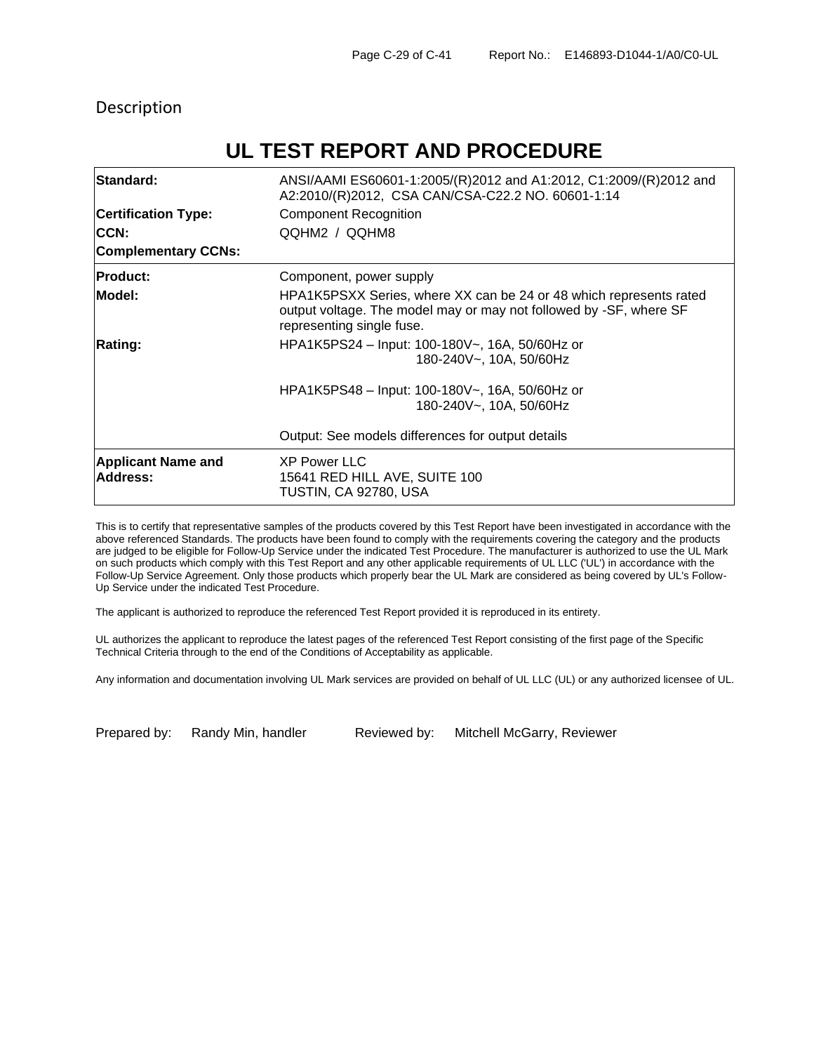Description

# UL TEST REPORT AND PROCEDURE

| | |
|---|---|
| **Standard:** | ANSI/AAMI ES60601-1:2005/(R)2012 and A1:2012, C1:2009/(R)2012 and A2:2010/(R)2012, CSA CAN/CSA-C22.2 NO. 60601-1:14 |
| **Certification Type:** | Component Recognition |
| **CCN:** | QQHM2 / QQHM8 |
| **Complementary CCNs:** | |
| **Product:** | Component, power supply |
| **Model:** | HPA1K5PSXX Series, where XX can be 24 or 48 which represents rated output voltage. The model may or may not followed by -SF, where SF representing single fuse. |
| **Rating:** | HPA1K5PS24 – Input: 100-180V~, 16A, 50/60Hz or 180-240V~, 10A, 50/60Hz<br><br>HPA1K5PS48 – Input: 100-180V~, 16A, 50/60Hz or 180-240V~, 10A, 50/60Hz<br><br>Output: See models differences for output details |
| **Applicant Name and Address:** | XP Power LLC<br>15641 RED HILL AVE, SUITE 100<br>TUSTIN, CA 92780, USA |

This is to certify that representative samples of the products covered by this Test Report have been investigated in accordance with the above referenced Standards. The products have been found to comply with the requirements covering the category and the products are judged to be eligible for Follow-Up Service under the indicated Test Procedure. The manufacturer is authorized to use the UL Mark on such products which comply with this Test Report and any other applicable requirements of UL LLC ('UL') in accordance with the Follow-Up Service Agreement. Only those products which properly bear the UL Mark are considered as being covered by UL's Follow-Up Service under the indicated Test Procedure.

The applicant is authorized to reproduce the referenced Test Report provided it is reproduced in its entirety.

UL authorizes the applicant to reproduce the latest pages of the referenced Test Report consisting of the first page of the Specific Technical Criteria through to the end of the Conditions of Acceptability as applicable.

Any information and documentation involving UL Mark services are provided on behalf of UL LLC (UL) or any authorized licensee of UL.

Prepared by: Randy Min, handler     Reviewed by: Mitchell McGarry, Reviewer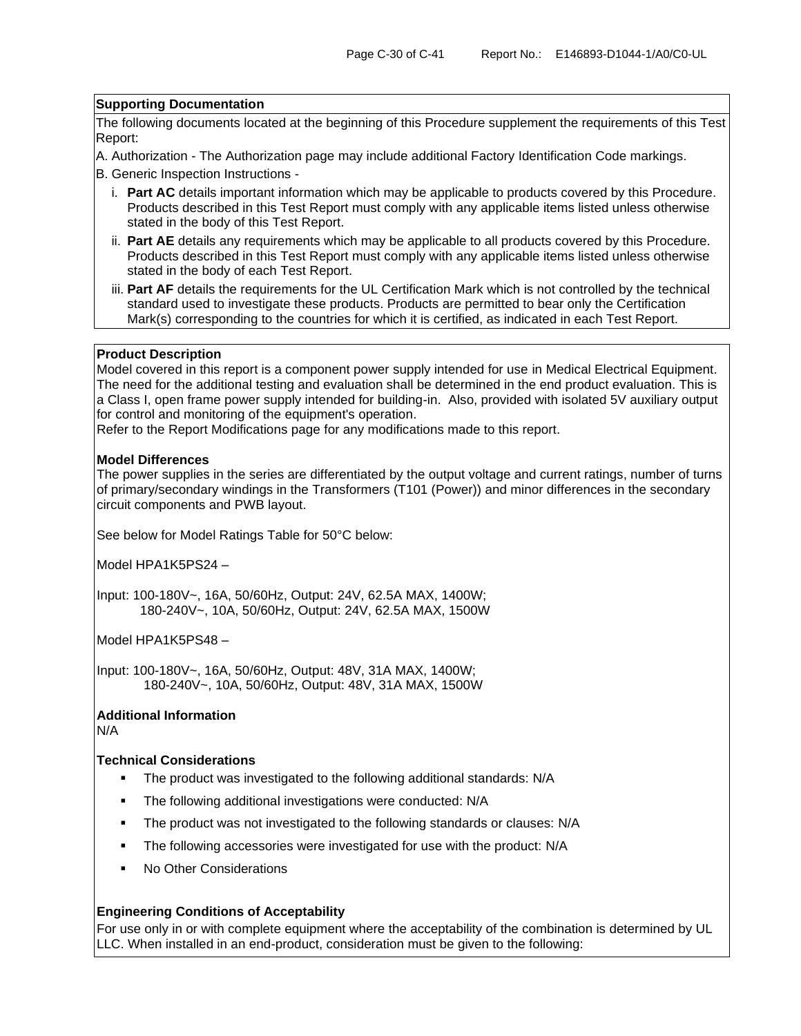**Supporting Documentation**

The following documents located at the beginning of this Procedure supplement the requirements of this Test Report:

A. Authorization - The Authorization page may include additional Factory Identification Code markings.

B. Generic Inspection Instructions -

i. **Part AC** details important information which may be applicable to products covered by this Procedure. Products described in this Test Report must comply with any applicable items listed unless otherwise stated in the body of this Test Report.

ii. **Part AE** details any requirements which may be applicable to all products covered by this Procedure. Products described in this Test Report must comply with any applicable items listed unless otherwise stated in the body of each Test Report.

iii. **Part AF** details the requirements for the UL Certification Mark which is not controlled by the technical standard used to investigate these products. Products are permitted to bear only the Certification Mark(s) corresponding to the countries for which it is certified, as indicated in each Test Report.

**Product Description**

Model covered in this report is a component power supply intended for use in Medical Electrical Equipment. The need for the additional testing and evaluation shall be determined in the end product evaluation. This is a Class I, open frame power supply intended for building-in. Also, provided with isolated 5V auxiliary output for control and monitoring of the equipment's operation.

Refer to the Report Modifications page for any modifications made to this report.

**Model Differences**

The power supplies in the series are differentiated by the output voltage and current ratings, number of turns of primary/secondary windings in the Transformers (T101 (Power)) and minor differences in the secondary circuit components and PWB layout.

See below for Model Ratings Table for 50°C below:

Model HPA1K5PS24 –

Input: 100-180V~, 16A, 50/60Hz, Output: 24V, 62.5A MAX, 1400W;
180-240V~, 10A, 50/60Hz, Output: 24V, 62.5A MAX, 1500W

Model HPA1K5PS48 –

Input: 100-180V~, 16A, 50/60Hz, Output: 48V, 31A MAX, 1400W;
180-240V~, 10A, 50/60Hz, Output: 48V, 31A MAX, 1500W

**Additional Information**

N/A

**Technical Considerations**

- The product was investigated to the following additional standards: N/A
- The following additional investigations were conducted: N/A
- The product was not investigated to the following standards or clauses: N/A
- The following accessories were investigated for use with the product: N/A
- No Other Considerations

**Engineering Conditions of Acceptability**

For use only in or with complete equipment where the acceptability of the combination is determined by UL LLC. When installed in an end-product, consideration must be given to the following: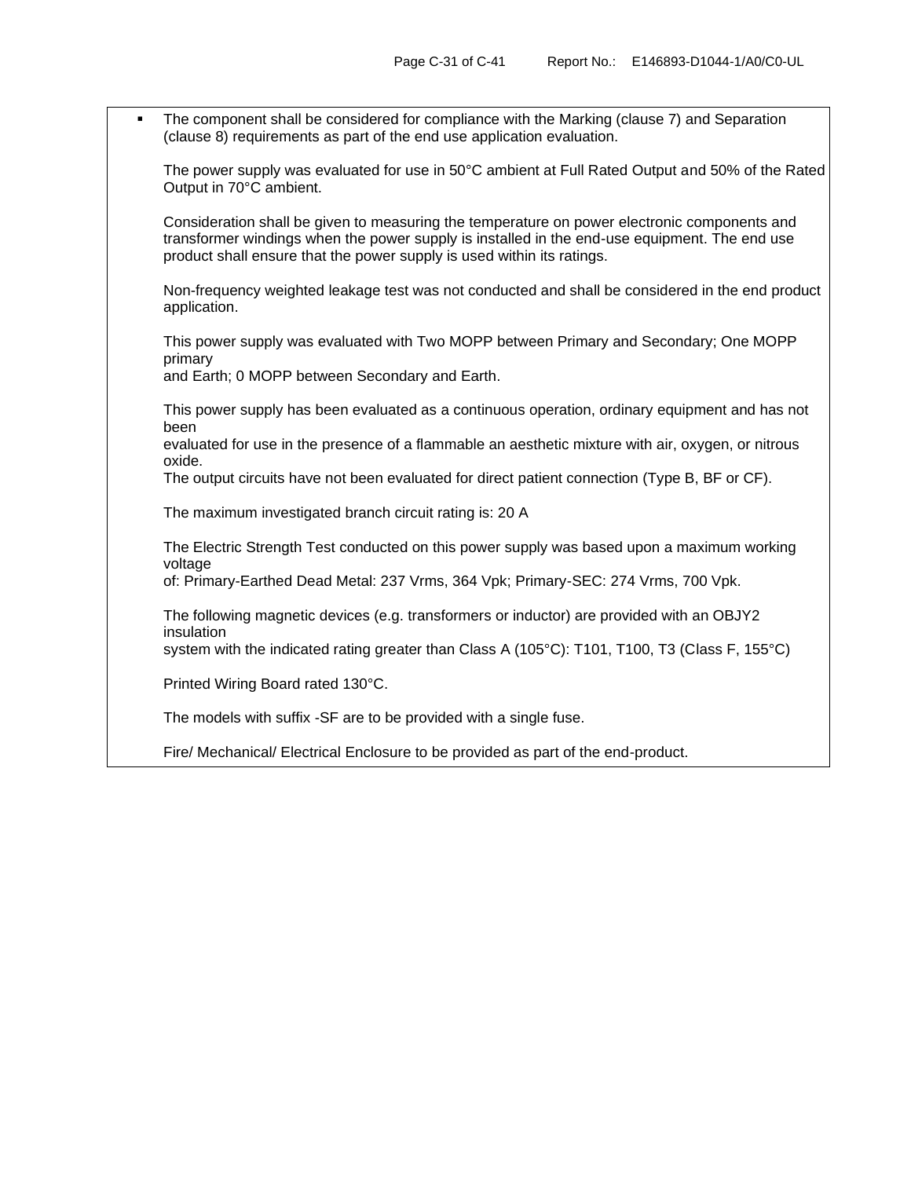- The component shall be considered for compliance with the Marking (clause 7) and Separation (clause 8) requirements as part of the end use application evaluation.

  The power supply was evaluated for use in 50°C ambient at Full Rated Output and 50% of the Rated Output in 70°C ambient.

  Consideration shall be given to measuring the temperature on power electronic components and transformer windings when the power supply is installed in the end-use equipment. The end use product shall ensure that the power supply is used within its ratings.

  Non-frequency weighted leakage test was not conducted and shall be considered in the end product application.

  This power supply was evaluated with Two MOPP between Primary and Secondary; One MOPP primary
  and Earth; 0 MOPP between Secondary and Earth.

  This power supply has been evaluated as a continuous operation, ordinary equipment and has not been
  evaluated for use in the presence of a flammable an aesthetic mixture with air, oxygen, or nitrous oxide.
  The output circuits have not been evaluated for direct patient connection (Type B, BF or CF).

  The maximum investigated branch circuit rating is: 20 A

  The Electric Strength Test conducted on this power supply was based upon a maximum working voltage
  of: Primary-Earthed Dead Metal: 237 Vrms, 364 Vpk; Primary-SEC: 274 Vrms, 700 Vpk.

  The following magnetic devices (e.g. transformers or inductor) are provided with an OBJY2 insulation
  system with the indicated rating greater than Class A (105°C): T101, T100, T3 (Class F, 155°C)

  Printed Wiring Board rated 130°C.

  The models with suffix -SF are to be provided with a single fuse.

  Fire/ Mechanical/ Electrical Enclosure to be provided as part of the end-product.